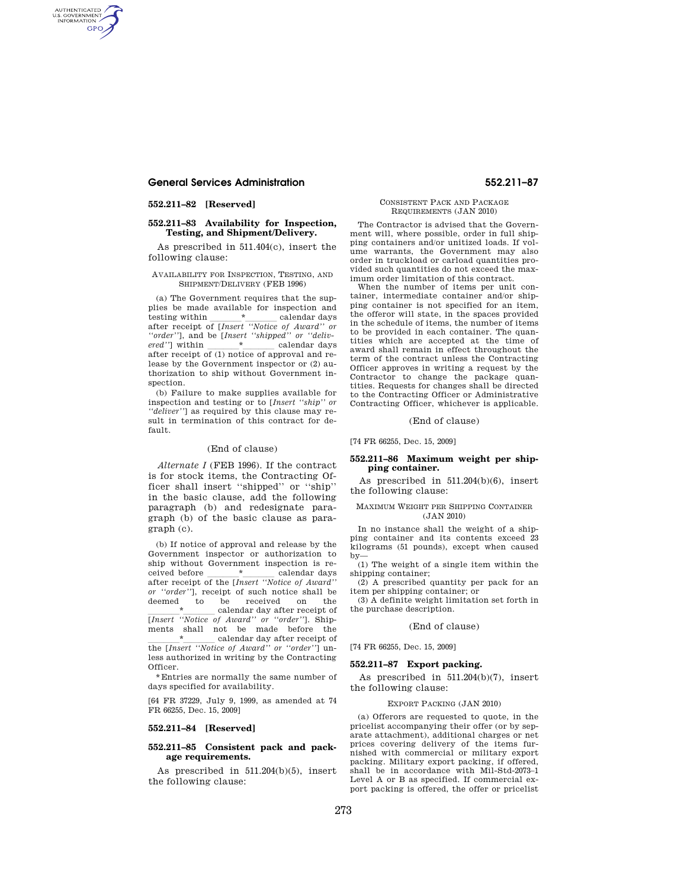### 552.211–82 [Reserved]

### 552.211–83 Availability for Inspection, Testing, and Shipment/Delivery.

As prescribed in 511.404(c), insert the following clause:

AVAILABILITY FOR INSPECTION, TESTING, AND SHIPMENT/DELIVERY (FEB 1996)

(a) The Government requires that the supplies be made available for inspection and testing within \_\_\_\_\_\_\_*\_\_\_\_\_\_\_ calendar days after receipt of [*Insert ''Notice of Award'' or ''order''*], and be [*Insert ''shipped'' or ''delivered''*] within \_\_\_\_\_\_\_*\_\_\_\_\_\_\_ calendar days after receipt of (1) notice of approval and release by the Government inspector or (2) authorization to ship without Government inspection.

(b) Failure to make supplies available for inspection and testing or to [*Insert ''ship'' or ''deliver''*] as required by this clause may result in termination of this contract for default.

(End of clause)

*Alternate I* (FEB 1996). If the contract is for stock items, the Contracting Officer shall insert ''shipped'' or ''ship'' in the basic clause, add the following paragraph (b) and redesignate paragraph (b) of the basic clause as paragraph (c).

(b) If notice of approval and release by the Government inspector or authorization to ship without Government inspection is received before \_\_\_\_\_\_\_*\_\_\_\_\_\_\_ calendar days after receipt of the [*Insert ''Notice of Award'' or ''order''*], receipt of such notice shall be deemed to be received on the \_\_\_\_\_\_\_*\_\_\_\_\_\_\_ calendar day after receipt of [*Insert ''Notice of Award'' or ''order''*]. Shipments shall not be made before the \_\_\_\_\_\_\_*\_\_\_\_\_\_\_ calendar day after receipt of the [*Insert ''Notice of Award'' or ''order''*] unless authorized in writing by the Contracting Officer.

*Entries are normally the same number of days specified for availability.

[64 FR 37229, July 9, 1999, as amended at 74 FR 66255, Dec. 15, 2009]

### 552.211–84 [Reserved]

### 552.211–85 Consistent pack and package requirements.

As prescribed in 511.204(b)(5), insert the following clause:

CONSISTENT PACK AND PACKAGE REQUIREMENTS (JAN 2010)

The Contractor is advised that the Government will, where possible, order in full shipping containers and/or unitized loads. If volume warrants, the Government may also order in truckload or carload quantities provided such quantities do not exceed the maximum order limitation of this contract.

When the number of items per unit container, intermediate container and/or shipping container is not specified for an item, the offeror will state, in the spaces provided in the schedule of items, the number of items to be provided in each container. The quantities which are accepted at the time of award shall remain in effect throughout the term of the contract unless the Contracting Officer approves in writing a request by the Contractor to change the package quantities. Requests for changes shall be directed to the Contracting Officer or Administrative Contracting Officer, whichever is applicable.

(End of clause)

[74 FR 66255, Dec. 15, 2009]

### 552.211–86 Maximum weight per shipping container.

As prescribed in 511.204(b)(6), insert the following clause:

MAXIMUM WEIGHT PER SHIPPING CONTAINER (JAN 2010)

In no instance shall the weight of a shipping container and its contents exceed 23 kilograms (51 pounds), except when caused by—

(1) The weight of a single item within the shipping container;

(2) A prescribed quantity per pack for an item per shipping container; or

(3) A definite weight limitation set forth in the purchase description.

(End of clause)

[74 FR 66255, Dec. 15, 2009]

### 552.211–87 Export packing.

As prescribed in 511.204(b)(7), insert the following clause:

EXPORT PACKING (JAN 2010)

(a) Offerors are requested to quote, in the pricelist accompanying their offer (or by separate attachment), additional charges or net prices covering delivery of the items furnished with commercial or military export packing. Military export packing, if offered, shall be in accordance with Mil-Std-2073–1 Level A or B as specified. If commercial export packing is offered, the offer or pricelist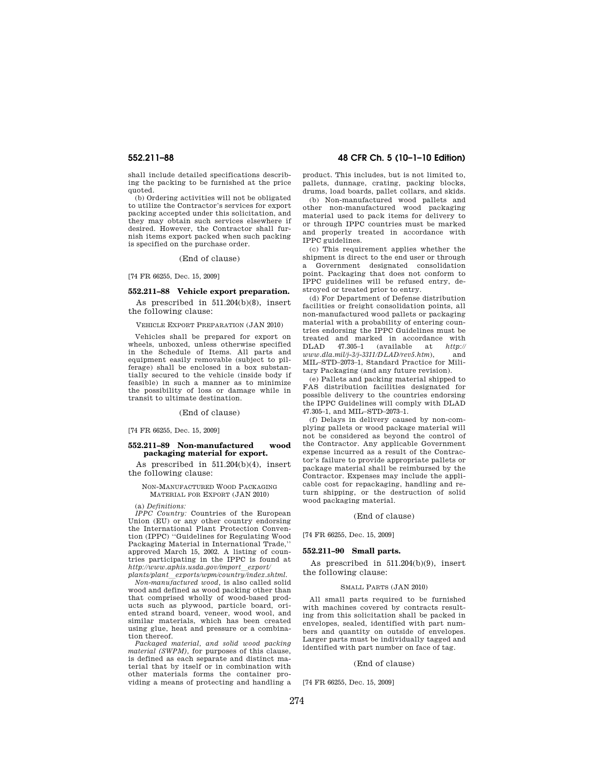shall include detailed specifications describing the packing to be furnished at the price quoted.

(b) Ordering activities will not be obligated to utilize the Contractor's services for export packing accepted under this solicitation, and they may obtain such services elsewhere if desired. However, the Contractor shall furnish items export packed when such packing is specified on the purchase order.

(End of clause)

[74 FR 66255, Dec. 15, 2009]

### 552.211–88 Vehicle export preparation.

As prescribed in 511.204(b)(8), insert the following clause:

VEHICLE EXPORT PREPARATION (JAN 2010)

Vehicles shall be prepared for export on wheels, unboxed, unless otherwise specified in the Schedule of Items. All parts and equipment easily removable (subject to pilferage) shall be enclosed in a box substantially secured to the vehicle (inside body if feasible) in such a manner as to minimize the possibility of loss or damage while in transit to ultimate destination.

(End of clause)

[74 FR 66255, Dec. 15, 2009]

### 552.211–89 Non-manufactured wood packaging material for export.

As prescribed in 511.204(b)(4), insert the following clause:

NON-MANUFACTURED WOOD PACKAGING MATERIAL FOR EXPORT (JAN 2010)

(a) *Definitions:*

*IPPC Country:* Countries of the European Union (EU) or any other country endorsing the International Plant Protection Convention (IPPC) ''Guidelines for Regulating Wood Packaging Material in International Trade,'' approved March 15, 2002. A listing of countries participating in the IPPC is found at *http://www.aphis.usda.gov/import_export/plants/plant_exports/wpm/country/index.shtml.*

*Non-manufactured wood,* is also called solid wood and defined as wood packing other than that comprised wholly of wood-based products such as plywood, particle board, oriented strand board, veneer, wood wool, and similar materials, which has been created using glue, heat and pressure or a combination thereof.

*Packaged material, and solid wood packing material (SWPM),* for purposes of this clause, is defined as each separate and distinct material that by itself or in combination with other materials forms the container providing a means of protecting and handling a product. This includes, but is not limited to, pallets, dunnage, crating, packing blocks, drums, load boards, pallet collars, and skids.

(b) Non-manufactured wood pallets and other non-manufactured wood packaging material used to pack items for delivery to or through IPPC countries must be marked and properly treated in accordance with IPPC guidelines.

(c) This requirement applies whether the shipment is direct to the end user or through a Government designated consolidation point. Packaging that does not conform to IPPC guidelines will be refused entry, destroyed or treated prior to entry.

(d) For Department of Defense distribution facilities or freight consolidation points, all non-manufactured wood pallets or packaging material with a probability of entering countries endorsing the IPPC Guidelines must be treated and marked in accordance with DLAD 47.305–1 (available at *http://www.dla.mil/j-3/j-3311/DLAD/rev5.htm*), and MIL–STD–2073–1, Standard Practice for Military Packaging (and any future revision).

(e) Pallets and packing material shipped to FAS distribution facilities designated for possible delivery to the countries endorsing the IPPC Guidelines will comply with DLAD 47.305–1, and MIL–STD–2073–1.

(f) Delays in delivery caused by non-complying pallets or wood package material will not be considered as beyond the control of the Contractor. Any applicable Government expense incurred as a result of the Contractor's failure to provide appropriate pallets or package material shall be reimbursed by the Contractor. Expenses may include the applicable cost for repackaging, handling and return shipping, or the destruction of solid wood packaging material.

(End of clause)

[74 FR 66255, Dec. 15, 2009]

### 552.211–90 Small parts.

As prescribed in 511.204(b)(9), insert the following clause:

SMALL PARTS (JAN 2010)

All small parts required to be furnished with machines covered by contracts resulting from this solicitation shall be packed in envelopes, sealed, identified with part numbers and quantity on outside of envelopes. Larger parts must be individually tagged and identified with part number on face of tag.

(End of clause)

[74 FR 66255, Dec. 15, 2009]